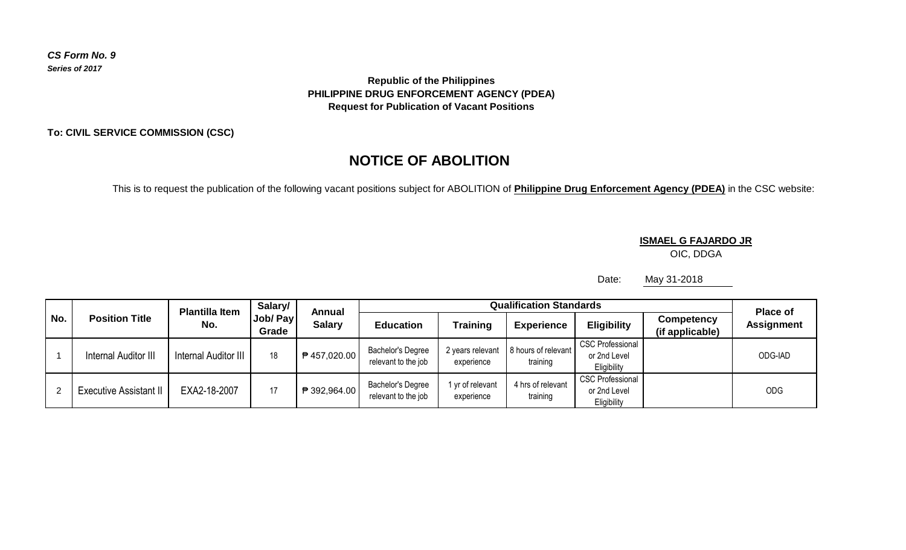*CS Form No. 9*
***Series of 2017***

**Republic of the Philippines**
**PHILIPPINE DRUG ENFORCEMENT AGENCY (PDEA)**
**Request for Publication of Vacant Positions**

**To: CIVIL SERVICE COMMISSION (CSC)**

# NOTICE OF ABOLITION

This is to request the publication of the following vacant positions subject for ABOLITION of **Philippine Drug Enforcement Agency (PDEA)** in the CSC website:

**ISMAEL G FAJARDO JR**
OIC, DDGA

Date: May 31-2018

| No. | Position Title | Plantilla Item No. | Salary/ Job/ Pay Grade | Annual Salary | Qualification Standards | | | | | Place of Assignment |
|---|---|---|---|---|---|---|---|---|---|---|
| | | | | | Education | Training | Experience | Eligibility | Competency (if applicable) | |
| 1 | Internal Auditor III | Internal Auditor III | 18 | ₱ 457,020.00 | Bachelor's Degree relevant to the job | 2 years relevant experience | 8 hours of relevant training | CSC Professional or 2nd Level Eligibility | | ODG-IAD |
| 2 | Executive Assistant II | EXA2-18-2007 | 17 | ₱ 392,964.00 | Bachelor's Degree relevant to the job | 1 yr of relevant experience | 4 hrs of relevant training | CSC Professional or 2nd Level Eligibility | | ODG |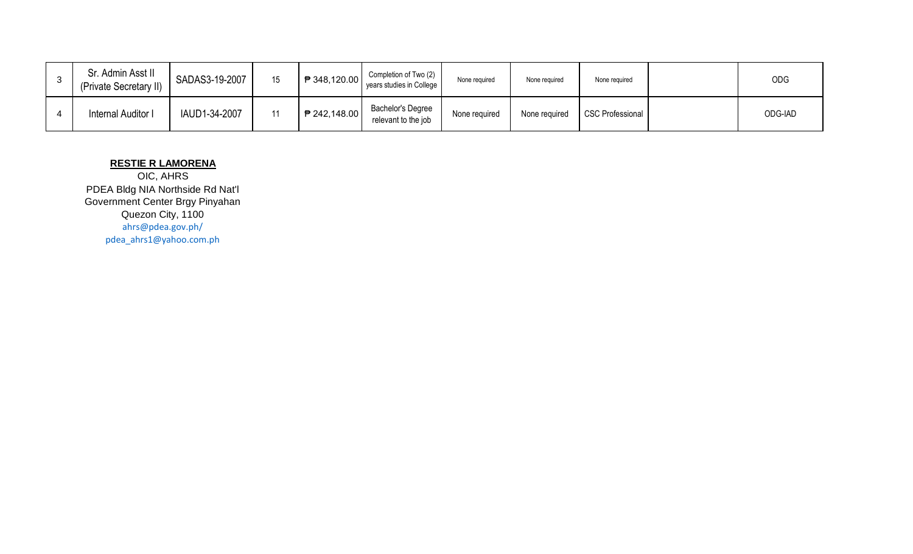| | | | | | | | | | | |
|---|---|---|---|---|---|---|---|---|---|---|
| 3 | Sr. Admin Asst II (Private Secretary II) | SADAS3-19-2007 | 15 | ₱ 348,120.00 | Completion of Two (2) years studies in College | None required | None required | None required | | ODG |
| 4 | Internal Auditor I | IAUD1-34-2007 | 11 | ₱ 242,148.00 | Bachelor's Degree relevant to the job | None required | None required | CSC Professional | | ODG-IAD |

**RESTIE R LAMORENA**
OIC, AHRS
PDEA Bldg NIA Northside Rd Nat'l Government Center Brgy Pinyahan
Quezon City, 1100
ahrs@pdea.gov.ph/
pdea_ahrs1@yahoo.com.ph